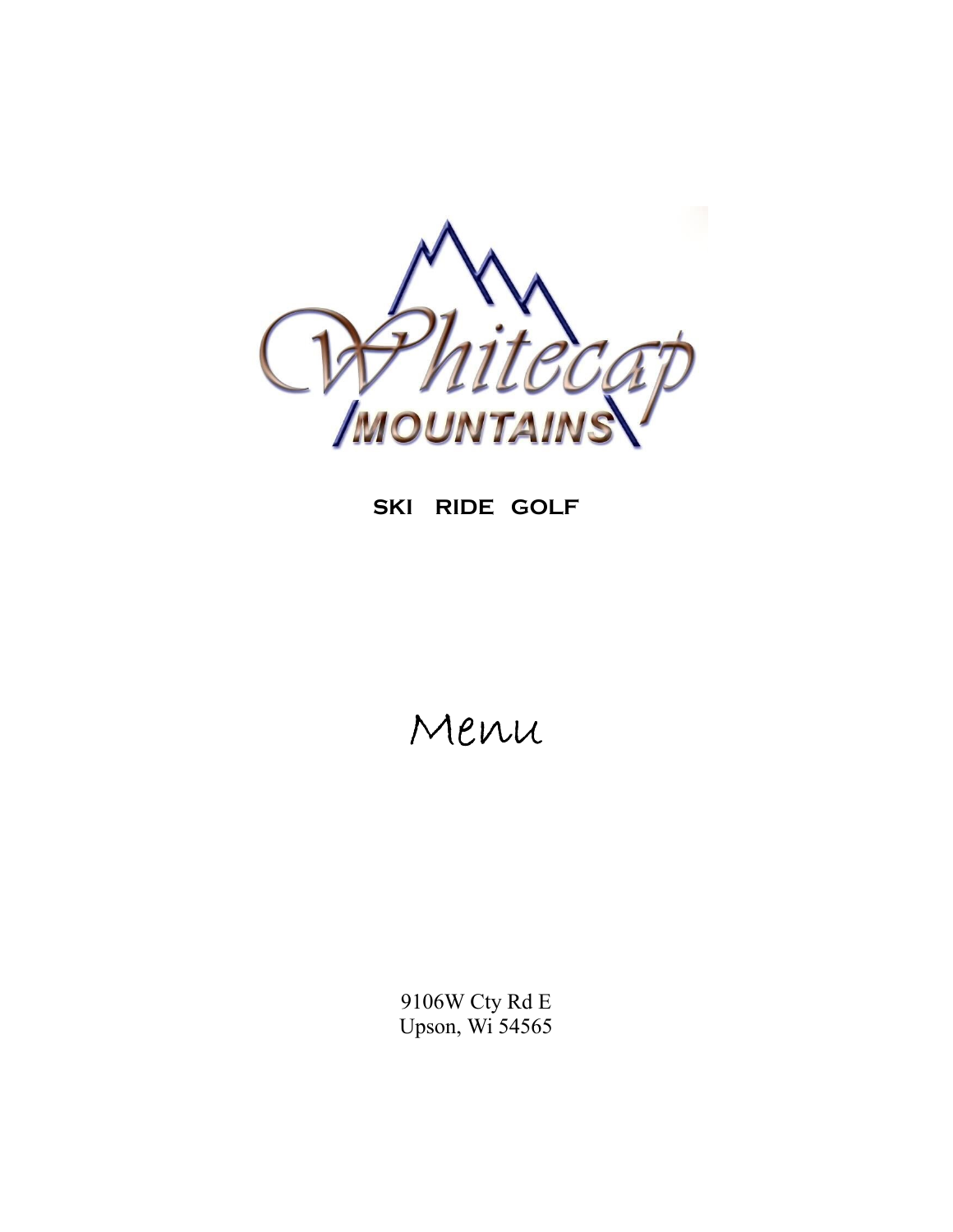# Whitecap Mountains

**SKI RIDE GOLF**

# Menu

9106W Cty Rd E
Upson, Wi 54565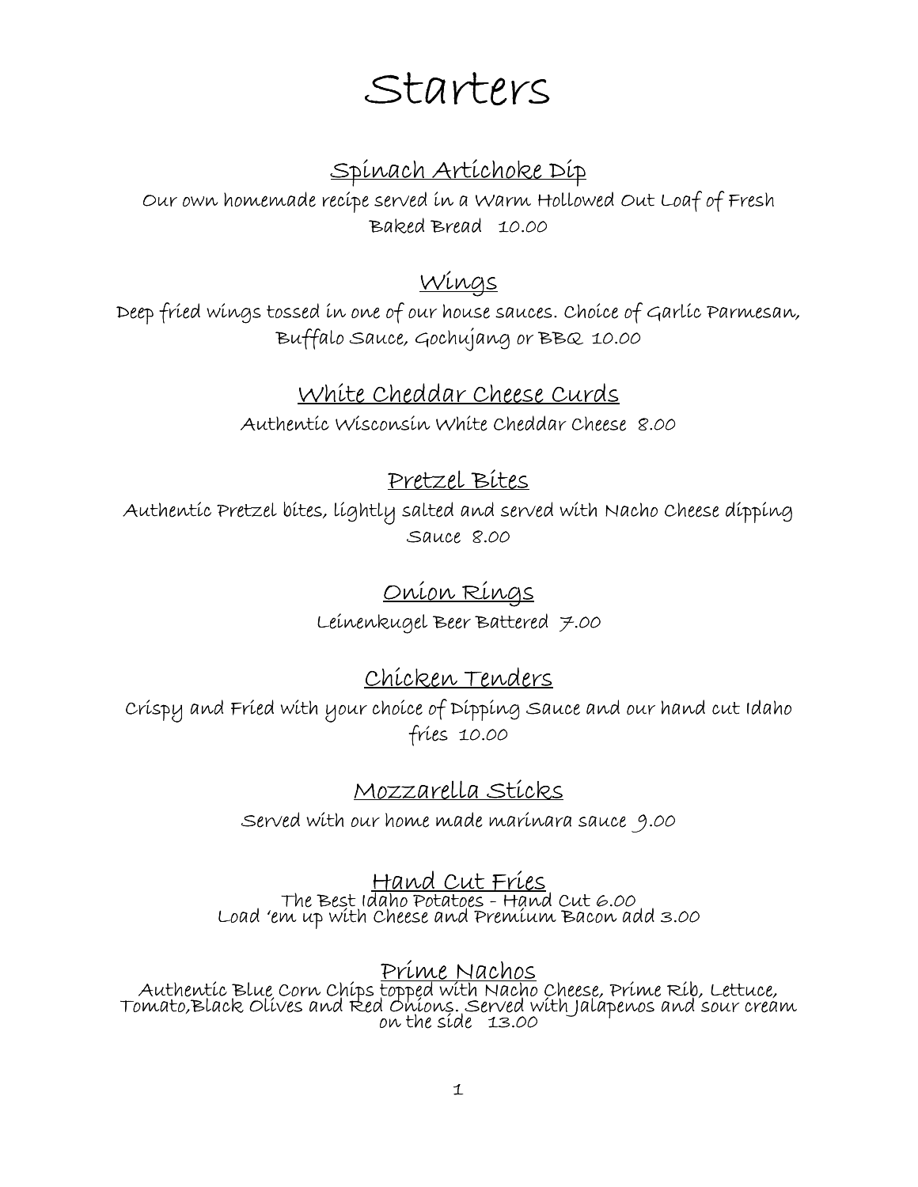# Starters

## Spinach Artichoke Dip

Our own homemade recipe served in a Warm Hollowed Out Loaf of Fresh Baked Bread 10.00

## Wings

Deep fried wings tossed in one of our house sauces. Choice of Garlic Parmesan, Buffalo Sauce, Gochujang or BBQ 10.00

## White Cheddar Cheese Curds

Authentic Wisconsin White Cheddar Cheese 8.00

## Pretzel Bites

Authentic Pretzel bites, lightly salted and served with Nacho Cheese dipping Sauce 8.00

## Onion Rings

Leinenkugel Beer Battered 7.00

## Chicken Tenders

Crispy and Fried with your choice of Dipping Sauce and our hand cut Idaho fries 10.00

## Mozzarella Sticks

Served with our home made marinara sauce 9.00

## Hand Cut Fries

The Best Idaho Potatoes - Hand Cut 6.00
Load 'em up with Cheese and Premium Bacon add 3.00

## Prime Nachos

Authentic Blue Corn Chips topped with Nacho Cheese, Prime Rib, Lettuce, Tomato,Black Olives and Red Onions. Served with Jalapenos and sour cream on the side 13.00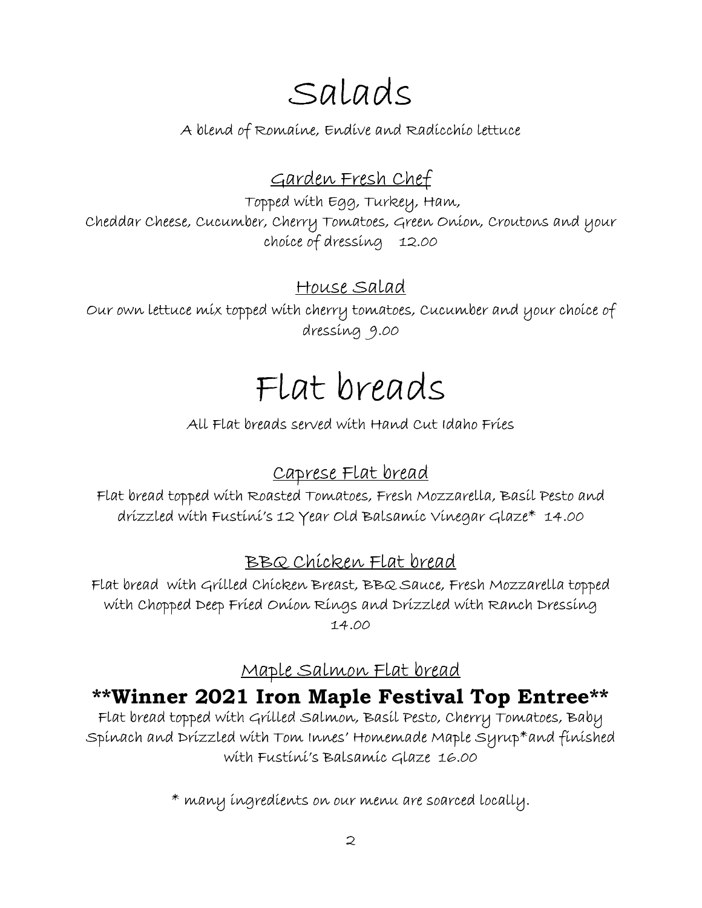# Salads

A blend of Romaine, Endive and Radicchio lettuce

## Garden Fresh Chef

Topped with Egg, Turkey, Ham, Cheddar Cheese, Cucumber, Cherry Tomatoes, Green Onion, Croutons and your choice of dressing 12.00

## House Salad

Our own lettuce mix topped with cherry tomatoes, Cucumber and your choice of dressing 9.00

# Flat breads

All Flat breads served with Hand Cut Idaho Fries

## Caprese Flat bread

Flat bread topped with Roasted Tomatoes, Fresh Mozzarella, Basil Pesto and drizzled with Fustini's 12 Year Old Balsamic Vinegar Glaze* 14.00

## BBQ Chicken Flat bread

Flat bread with Grilled Chicken Breast, BBQ Sauce, Fresh Mozzarella topped with Chopped Deep Fried Onion Rings and Drizzled with Ranch Dressing 14.00

## Maple Salmon Flat bread

**\*\*Winner 2021 Iron Maple Festival Top Entree\*\***

Flat bread topped with Grilled Salmon, Basil Pesto, Cherry Tomatoes, Baby Spinach and Drizzled with Tom Innes' Homemade Maple Syrup*and finished with Fustini's Balsamic Glaze 16.00

* many ingredients on our menu are soarced locally.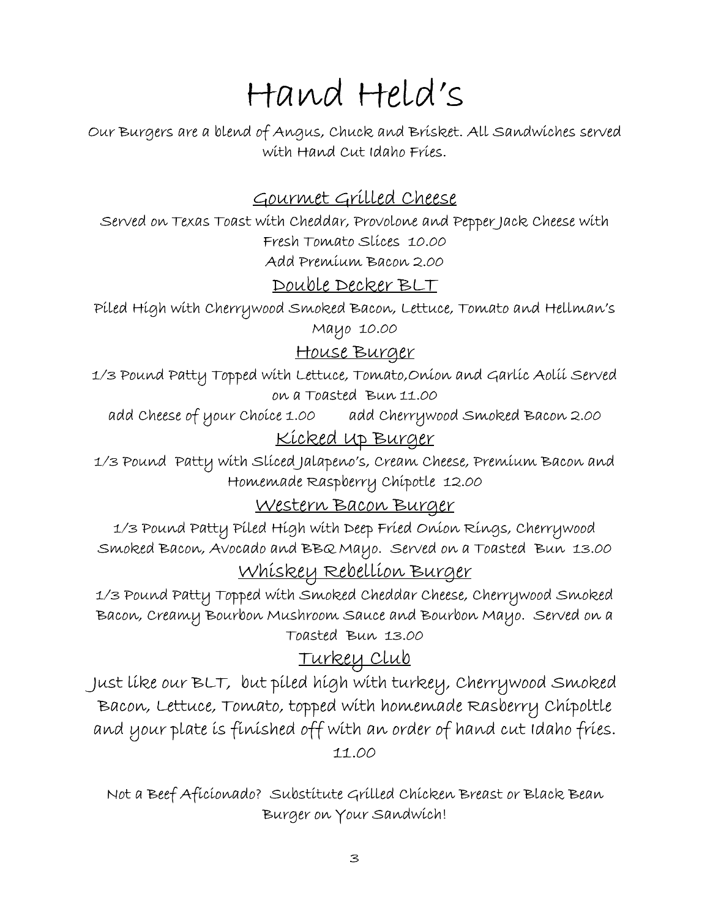# Hand Held's

Our Burgers are a blend of Angus, Chuck and Brisket. All Sandwiches served with Hand Cut Idaho Fries.

## Gourmet Grilled Cheese

Served on Texas Toast with Cheddar, Provolone and Pepper Jack Cheese with Fresh Tomato Slices 10.00

Add Premium Bacon 2.00

## Double Decker BLT

Piled High with Cherrywood Smoked Bacon, Lettuce, Tomato and Hellman's Mayo 10.00

## House Burger

1/3 Pound Patty Topped with Lettuce, Tomato,Onion and Garlic Aolii Served on a Toasted Bun 11.00

add Cheese of your Choice 1.00 add Cherrywood Smoked Bacon 2.00

## Kicked Up Burger

1/3 Pound Patty with Sliced Jalapeno's, Cream Cheese, Premium Bacon and Homemade Raspberry Chipotle 12.00

## Western Bacon Burger

1/3 Pound Patty Piled High with Deep Fried Onion Rings, Cherrywood Smoked Bacon, Avocado and BBQ Mayo. Served on a Toasted Bun 13.00

## Whiskey Rebellion Burger

1/3 Pound Patty Topped with Smoked Cheddar Cheese, Cherrywood Smoked Bacon, Creamy Bourbon Mushroom Sauce and Bourbon Mayo. Served on a Toasted Bun 13.00

## Turkey Club

Just like our BLT, but piled high with turkey, Cherrywood Smoked Bacon, Lettuce, Tomato, topped with homemade Rasberry Chipoltle and your plate is finished off with an order of hand cut Idaho fries. 11.00

Not a Beef Aficionado? Substitute Grilled Chicken Breast or Black Bean Burger on Your Sandwich!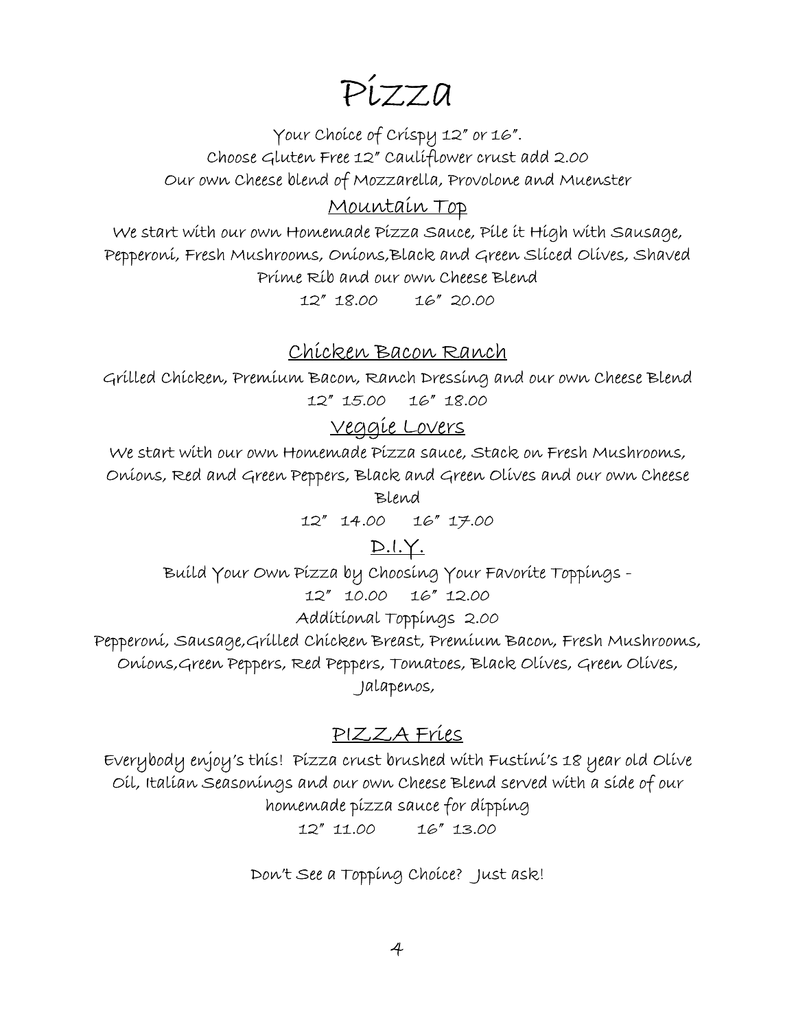# Pizza

Your Choice of Crispy 12" or 16".
Choose Gluten Free 12" Cauliflower crust add 2.00
Our own Cheese blend of Mozzarella, Provolone and Muenster

## Mountain Top

We start with our own Homemade Pizza Sauce, Pile it High with Sausage, Pepperoni, Fresh Mushrooms, Onions,Black and Green Sliced Olives, Shaved Prime Rib and our own Cheese Blend

12" 18.00 16" 20.00

## Chicken Bacon Ranch

Grilled Chicken, Premium Bacon, Ranch Dressing and our own Cheese Blend

12" 15.00 16" 18.00

## Veggie Lovers

We start with our own Homemade Pizza sauce, Stack on Fresh Mushrooms, Onions, Red and Green Peppers, Black and Green Olives and our own Cheese Blend

12" 14.00 16" 17.00

## D.I.Y.

Build Your Own Pizza by Choosing Your Favorite Toppings -

12" 10.00 16" 12.00

Additional Toppings 2.00

Pepperoni, Sausage,Grilled Chicken Breast, Premium Bacon, Fresh Mushrooms, Onions,Green Peppers, Red Peppers, Tomatoes, Black Olives, Green Olives, Jalapenos,

## PIZZA Fries

Everybody enjoy's this! Pizza crust brushed with Fustini's 18 year old Olive Oil, Italian Seasonings and our own Cheese Blend served with a side of our homemade pizza sauce for dipping

12" 11.00 16" 13.00

Don't See a Topping Choice? Just ask!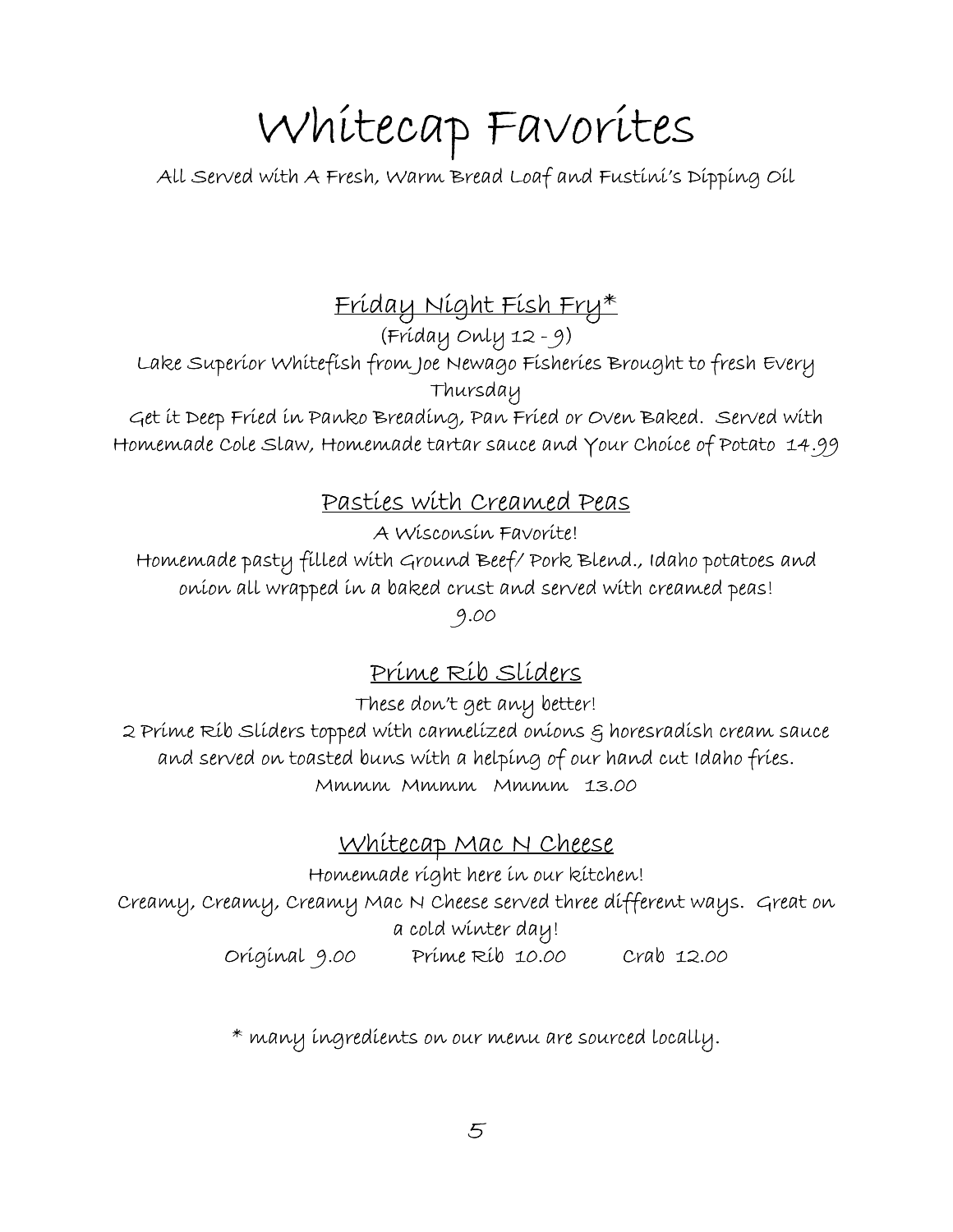# Whitecap Favorites

All Served with A Fresh, Warm Bread Loaf and Fustini's Dipping Oil

## Friday Night Fish Fry*

(Friday Only 12 - 9)

Lake Superior Whitefish from Joe Newago Fisheries Brought to fresh Every Thursday

Get it Deep Fried in Panko Breading, Pan Fried or Oven Baked. Served with Homemade Cole Slaw, Homemade tartar sauce and Your Choice of Potato 14.99

## Pasties with Creamed Peas

A Wisconsin Favorite!

Homemade pasty filled with Ground Beef/ Pork Blend., Idaho potatoes and onion all wrapped in a baked crust and served with creamed peas!

9.00

## Prime Rib Sliders

These don't get any better!

2 Prime Rib Sliders topped with carmelized onions & horesradish cream sauce and served on toasted buns with a helping of our hand cut Idaho fries.

Mmmm Mmmm Mmmm 13.00

## Whitecap Mac N Cheese

Homemade right here in our kitchen!

Creamy, Creamy, Creamy Mac N Cheese served three different ways. Great on a cold winter day!

Original 9.00 Prime Rib 10.00 Crab 12.00

\* many ingredients on our menu are sourced locally.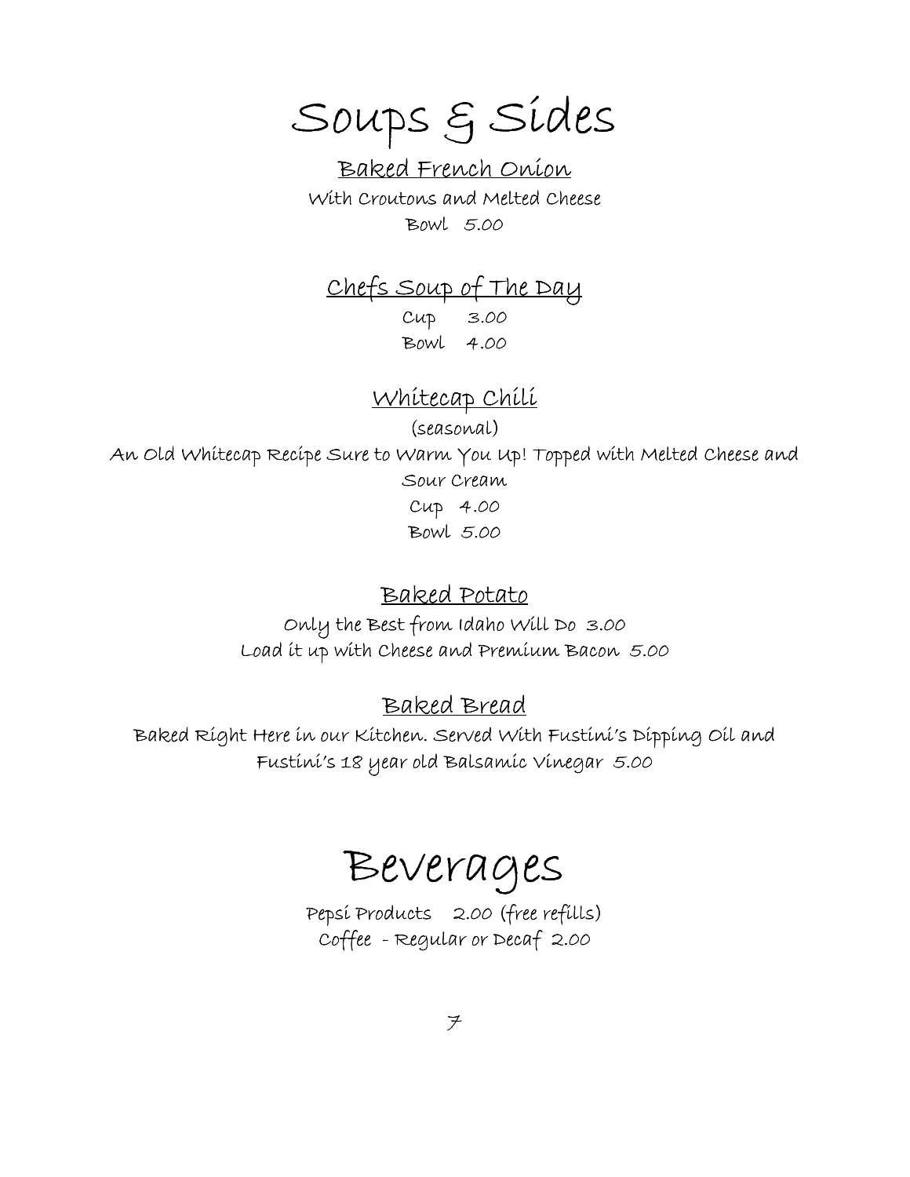# Soups & Sides

## Baked French Onion

With Croutons and Melted Cheese

Bowl 5.00

## Chefs Soup of The Day

Cup 3.00

Bowl 4.00

## Whitecap Chili

(seasonal)

An Old Whitecap Recipe Sure to Warm You Up! Topped with Melted Cheese and Sour Cream

Cup 4.00

Bowl 5.00

## Baked Potato

Only the Best from Idaho Will Do 3.00

Load it up with Cheese and Premium Bacon 5.00

## Baked Bread

Baked Right Here in our Kitchen. Served With Fustini's Dipping Oil and Fustini's 18 year old Balsamic Vinegar 5.00

# Beverages

Pepsi Products 2.00 (free refills)

Coffee - Regular or Decaf 2.00